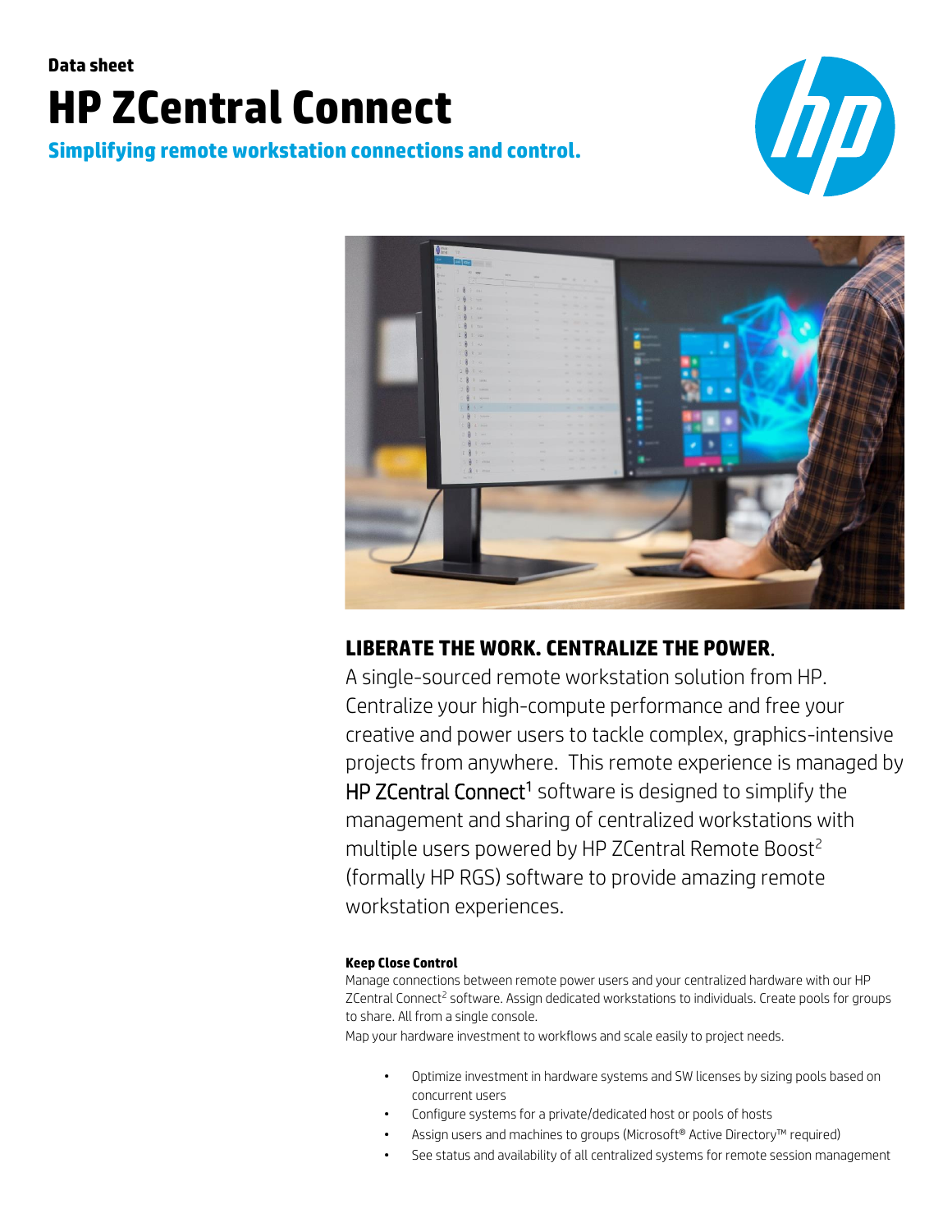Data sheet

# HP ZCentral Connect

**Simplifying remote workstation connections and control.**

## LIBERATE THE WORK. CENTRALIZE THE POWER.

A single-sourced remote workstation solution from HP. Centralize your high-compute performance and free your creative and power users to tackle complex, graphics-intensive projects from anywhere. This remote experience is managed by HP ZCentral Connect[1] software is designed to simplify the management and sharing of centralized workstations with multiple users powered by HP ZCentral Remote Boost[2] (formally HP RGS) software to provide amazing remote workstation experiences.

### Keep Close Control

Manage connections between remote power users and your centralized hardware with our HP ZCentral Connect[2] software. Assign dedicated workstations to individuals. Create pools for groups to share. All from a single console.

Map your hardware investment to workflows and scale easily to project needs.

- Optimize investment in hardware systems and SW licenses by sizing pools based on concurrent users
- Configure systems for a private/dedicated host or pools of hosts
- Assign users and machines to groups (Microsoft® Active Directory™ required)
- See status and availability of all centralized systems for remote session management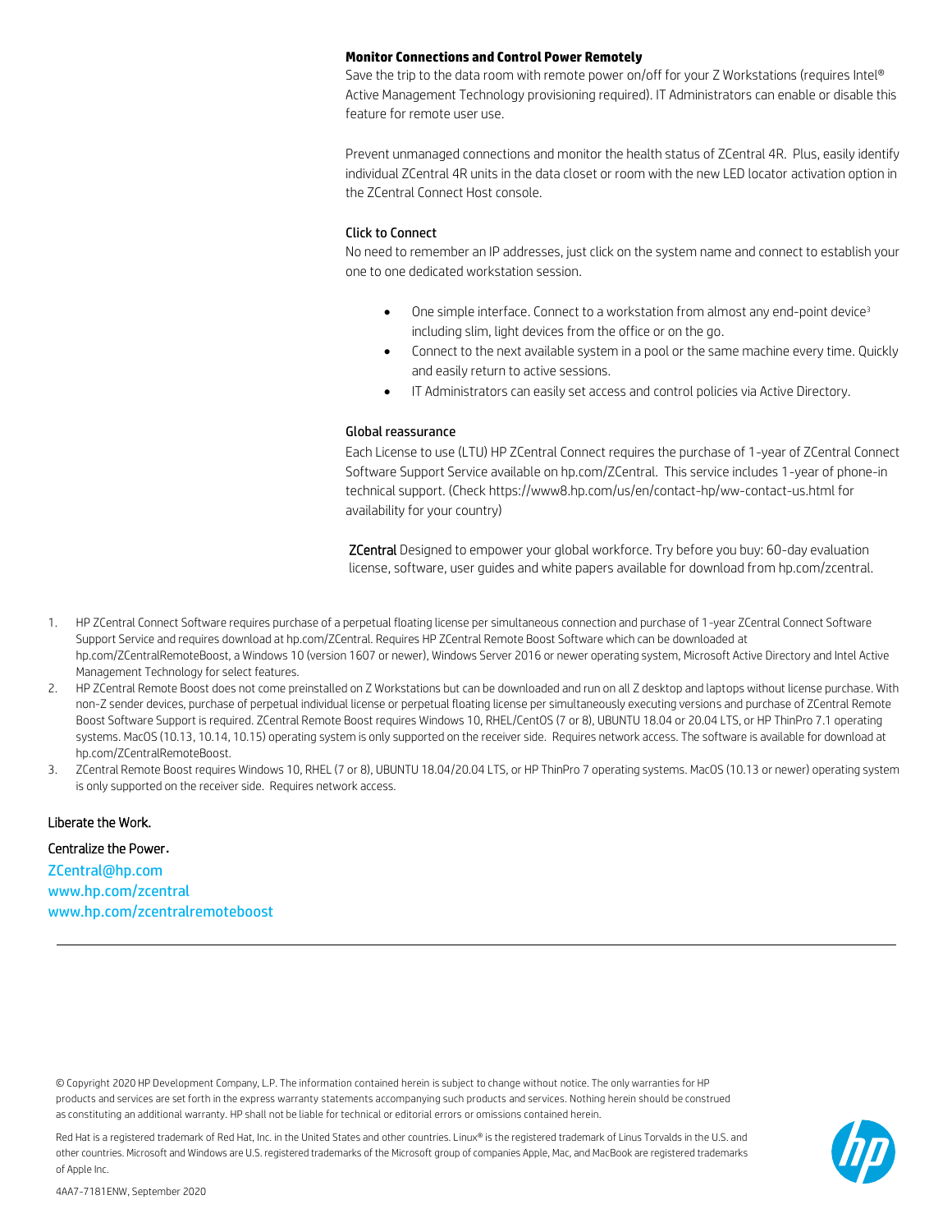**Monitor Connections and Control Power Remotely**

Save the trip to the data room with remote power on/off for your Z Workstations (requires Intel® Active Management Technology provisioning required). IT Administrators can enable or disable this feature for remote user use.

Prevent unmanaged connections and monitor the health status of ZCentral 4R. Plus, easily identify individual ZCentral 4R units in the data closet or room with the new LED locator activation option in the ZCentral Connect Host console.

### Click to Connect

No need to remember an IP addresses, just click on the system name and connect to establish your one to one dedicated workstation session.

- One simple interface. Connect to a workstation from almost any end-point device[3] including slim, light devices from the office or on the go.
- Connect to the next available system in a pool or the same machine every time. Quickly and easily return to active sessions.
- IT Administrators can easily set access and control policies via Active Directory.

### Global reassurance

Each License to use (LTU) HP ZCentral Connect requires the purchase of 1-year of ZCentral Connect Software Support Service available on hp.com/ZCentral. This service includes 1-year of phone-in technical support. (Check https://www8.hp.com/us/en/contact-hp/ww-contact-us.html for availability for your country)

ZCentral Designed to empower your global workforce. Try before you buy: 60-day evaluation license, software, user guides and white papers available for download from hp.com/zcentral.

1. HP ZCentral Connect Software requires purchase of a perpetual floating license per simultaneous connection and purchase of 1-year ZCentral Connect Software Support Service and requires download at hp.com/ZCentral. Requires HP ZCentral Remote Boost Software which can be downloaded at hp.com/ZCentralRemoteBoost, a Windows 10 (version 1607 or newer), Windows Server 2016 or newer operating system, Microsoft Active Directory and Intel Active Management Technology for select features.
2. HP ZCentral Remote Boost does not come preinstalled on Z Workstations but can be downloaded and run on all Z desktop and laptops without license purchase. With non-Z sender devices, purchase of perpetual individual license or perpetual floating license per simultaneously executing versions and purchase of ZCentral Remote Boost Software Support is required. ZCentral Remote Boost requires Windows 10, RHEL/CentOS (7 or 8), UBUNTU 18.04 or 20.04 LTS, or HP ThinPro 7.1 operating systems. MacOS (10.13, 10.14, 10.15) operating system is only supported on the receiver side. Requires network access. The software is available for download at hp.com/ZCentralRemoteBoost.
3. ZCentral Remote Boost requires Windows 10, RHEL (7 or 8), UBUNTU 18.04/20.04 LTS, or HP ThinPro 7 operating systems. MacOS (10.13 or newer) operating system is only supported on the receiver side. Requires network access.

Liberate the Work.

Centralize the Power.

ZCentral@hp.com
www.hp.com/zcentral
www.hp.com/zcentralremoteboost

---

© Copyright 2020 HP Development Company, L.P. The information contained herein is subject to change without notice. The only warranties for HP products and services are set forth in the express warranty statements accompanying such products and services. Nothing herein should be construed as constituting an additional warranty. HP shall not be liable for technical or editorial errors or omissions contained herein.

Red Hat is a registered trademark of Red Hat, Inc. in the United States and other countries. Linux® is the registered trademark of Linus Torvalds in the U.S. and other countries. Microsoft and Windows are U.S. registered trademarks of the Microsoft group of companies Apple, Mac, and MacBook are registered trademarks of Apple Inc.

4AA7-7181ENW, September 2020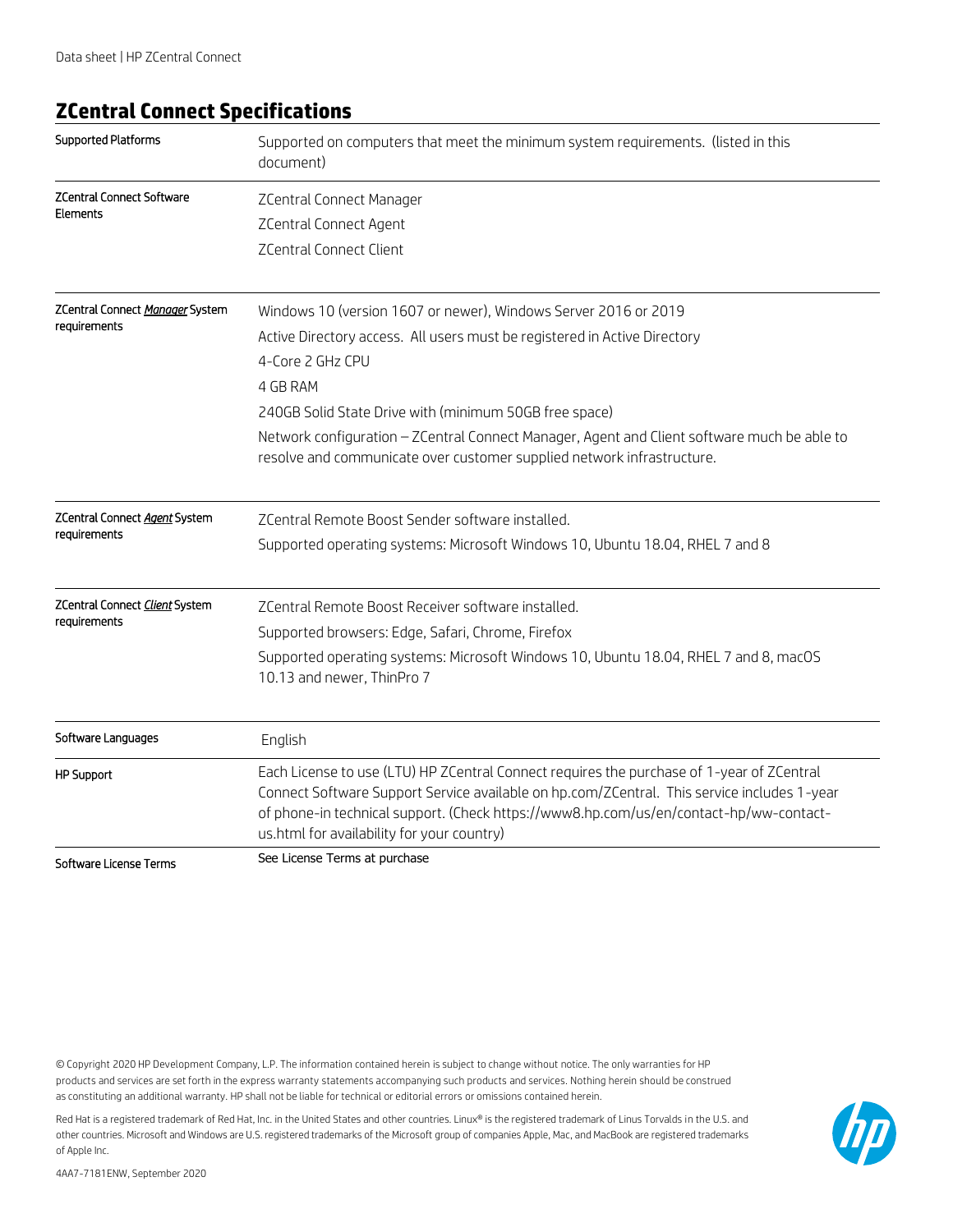## ZCentral Connect Specifications

| | |
|---|---|
| Supported Platforms | Supported on computers that meet the minimum system requirements. (listed in this document) |
| ZCentral Connect Software Elements | ZCentral Connect Manager<br>ZCentral Connect Agent<br>ZCentral Connect Client |
| ZCentral Connect *Manager* System requirements | Windows 10 (version 1607 or newer), Windows Server 2016 or 2019<br>Active Directory access. All users must be registered in Active Directory<br>4-Core 2 GHz CPU<br>4 GB RAM<br>240GB Solid State Drive with (minimum 50GB free space)<br>Network configuration – ZCentral Connect Manager, Agent and Client software much be able to resolve and communicate over customer supplied network infrastructure. |
| ZCentral Connect *Agent* System requirements | ZCentral Remote Boost Sender software installed.<br>Supported operating systems: Microsoft Windows 10, Ubuntu 18.04, RHEL 7 and 8 |
| ZCentral Connect *Client* System requirements | ZCentral Remote Boost Receiver software installed.<br>Supported browsers: Edge, Safari, Chrome, Firefox<br>Supported operating systems: Microsoft Windows 10, Ubuntu 18.04, RHEL 7 and 8, macOS 10.13 and newer, ThinPro 7 |
| Software Languages | English |
| HP Support | Each License to use (LTU) HP ZCentral Connect requires the purchase of 1-year of ZCentral Connect Software Support Service available on hp.com/ZCentral. This service includes 1-year of phone-in technical support. (Check https://www8.hp.com/us/en/contact-hp/ww-contact-us.html for availability for your country) |
| Software License Terms | See License Terms at purchase |

© Copyright 2020 HP Development Company, L.P. The information contained herein is subject to change without notice. The only warranties for HP products and services are set forth in the express warranty statements accompanying such products and services. Nothing herein should be construed as constituting an additional warranty. HP shall not be liable for technical or editorial errors or omissions contained herein.

Red Hat is a registered trademark of Red Hat, Inc. in the United States and other countries. Linux® is the registered trademark of Linus Torvalds in the U.S. and other countries. Microsoft and Windows are U.S. registered trademarks of the Microsoft group of companies Apple, Mac, and MacBook are registered trademarks of Apple Inc.

4AA7-7181ENW, September 2020